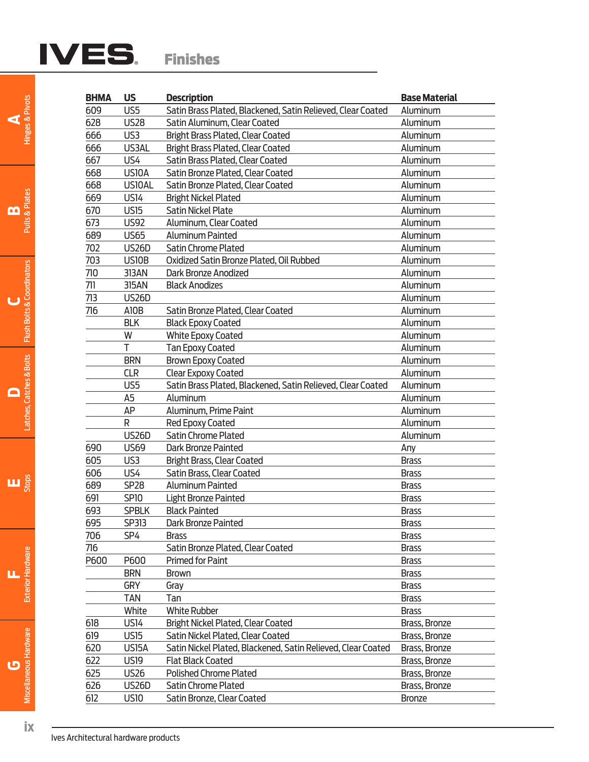# IVES Finishes

| BHMA | US | Description | Base Material |
|---|---|---|---|
| 609 | US5 | Satin Brass Plated, Blackened, Satin Relieved, Clear Coated | Aluminum |
| 628 | US28 | Satin Aluminum, Clear Coated | Aluminum |
| 666 | US3 | Bright Brass Plated, Clear Coated | Aluminum |
| 666 | US3AL | Bright Brass Plated, Clear Coated | Aluminum |
| 667 | US4 | Satin Brass Plated, Clear Coated | Aluminum |
| 668 | US10A | Satin Bronze Plated, Clear Coated | Aluminum |
| 668 | US10AL | Satin Bronze Plated, Clear Coated | Aluminum |
| 669 | US14 | Bright Nickel Plated | Aluminum |
| 670 | US15 | Satin Nickel Plate | Aluminum |
| 673 | US92 | Aluminum, Clear Coated | Aluminum |
| 689 | US65 | Aluminum Painted | Aluminum |
| 702 | US26D | Satin Chrome Plated | Aluminum |
| 703 | US10B | Oxidized Satin Bronze Plated, Oil Rubbed | Aluminum |
| 710 | 313AN | Dark Bronze Anodized | Aluminum |
| 711 | 315AN | Black Anodizes | Aluminum |
| 713 | US26D | | Aluminum |
| 716 | A10B | Satin Bronze Plated, Clear Coated | Aluminum |
| | BLK | Black Epoxy Coated | Aluminum |
| | W | White Epoxy Coated | Aluminum |
| | T | Tan Epoxy Coated | Aluminum |
| | BRN | Brown Epoxy Coated | Aluminum |
| | CLR | Clear Expoxy Coated | Aluminum |
| | US5 | Satin Brass Plated, Blackened, Satin Relieved, Clear Coated | Aluminum |
| | A5 | Aluminum | Aluminum |
| | AP | Aluminum, Prime Paint | Aluminum |
| | R | Red Epoxy Coated | Aluminum |
| | US26D | Satin Chrome Plated | Aluminum |
| 690 | US69 | Dark Bronze Painted | Any |
| 605 | US3 | Bright Brass, Clear Coated | Brass |
| 606 | US4 | Satin Brass, Clear Coated | Brass |
| 689 | SP28 | Aluminum Painted | Brass |
| 691 | SP10 | Light Bronze Painted | Brass |
| 693 | SPBLK | Black Painted | Brass |
| 695 | SP313 | Dark Bronze Painted | Brass |
| 706 | SP4 | Brass | Brass |
| 716 | | Satin Bronze Plated, Clear Coated | Brass |
| P600 | P600 | Primed for Paint | Brass |
| | BRN | Brown | Brass |
| | GRY | Gray | Brass |
| | TAN | Tan | Brass |
| | White | White Rubber | Brass |
| 618 | US14 | Bright Nickel Plated, Clear Coated | Brass, Bronze |
| 619 | US15 | Satin Nickel Plated, Clear Coated | Brass, Bronze |
| 620 | US15A | Satin Nickel Plated, Blackened, Satin Relieved, Clear Coated | Brass, Bronze |
| 622 | US19 | Flat Black Coated | Brass, Bronze |
| 625 | US26 | Polished Chrome Plated | Brass, Bronze |
| 626 | US26D | Satin Chrome Plated | Brass, Bronze |
| 612 | US10 | Satin Bronze, Clear Coated | Bronze |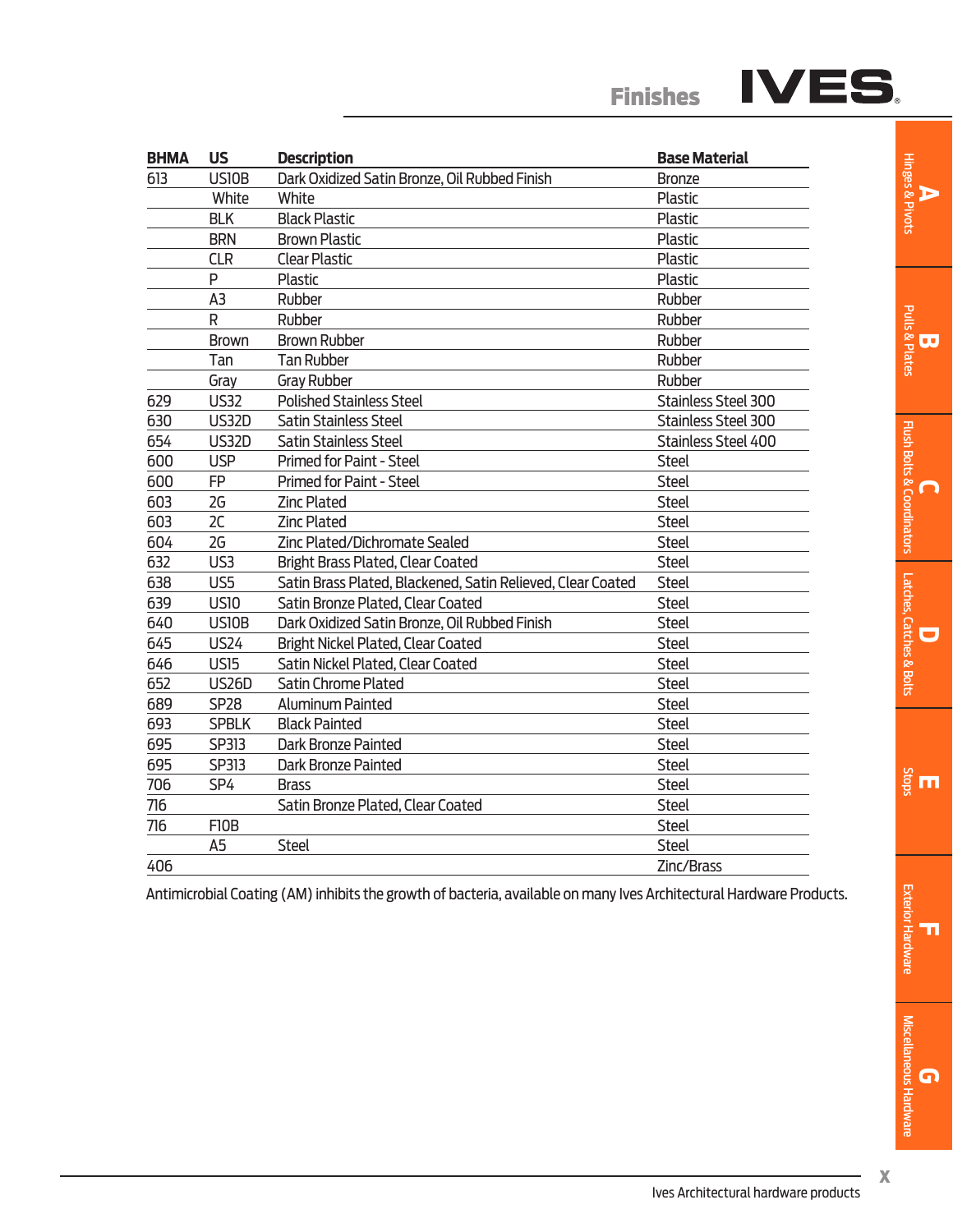## Finishes

| BHMA | US | Description | Base Material |
|---|---|---|---|
| 613 | US10B | Dark Oxidized Satin Bronze, Oil Rubbed Finish | Bronze |
| | White | White | Plastic |
| | BLK | Black Plastic | Plastic |
| | BRN | Brown Plastic | Plastic |
| | CLR | Clear Plastic | Plastic |
| | P | Plastic | Plastic |
| | A3 | Rubber | Rubber |
| | R | Rubber | Rubber |
| | Brown | Brown Rubber | Rubber |
| | Tan | Tan Rubber | Rubber |
| | Gray | Gray Rubber | Rubber |
| 629 | US32 | Polished Stainless Steel | Stainless Steel 300 |
| 630 | US32D | Satin Stainless Steel | Stainless Steel 300 |
| 654 | US32D | Satin Stainless Steel | Stainless Steel 400 |
| 600 | USP | Primed for Paint - Steel | Steel |
| 600 | FP | Primed for Paint - Steel | Steel |
| 603 | 2G | Zinc Plated | Steel |
| 603 | 2C | Zinc Plated | Steel |
| 604 | 2G | Zinc Plated/Dichromate Sealed | Steel |
| 632 | US3 | Bright Brass Plated, Clear Coated | Steel |
| 638 | US5 | Satin Brass Plated, Blackened, Satin Relieved, Clear Coated | Steel |
| 639 | US10 | Satin Bronze Plated, Clear Coated | Steel |
| 640 | US10B | Dark Oxidized Satin Bronze, Oil Rubbed Finish | Steel |
| 645 | US24 | Bright Nickel Plated, Clear Coated | Steel |
| 646 | US15 | Satin Nickel Plated, Clear Coated | Steel |
| 652 | US26D | Satin Chrome Plated | Steel |
| 689 | SP28 | Aluminum Painted | Steel |
| 693 | SPBLK | Black Painted | Steel |
| 695 | SP313 | Dark Bronze Painted | Steel |
| 695 | SP313 | Dark Bronze Painted | Steel |
| 706 | SP4 | Brass | Steel |
| 716 | | Satin Bronze Plated, Clear Coated | Steel |
| 716 | F10B | | Steel |
| | A5 | Steel | Steel |
| 406 | | | Zinc/Brass |

Antimicrobial Coating (AM) inhibits the growth of bacteria, available on many Ives Architectural Hardware Products.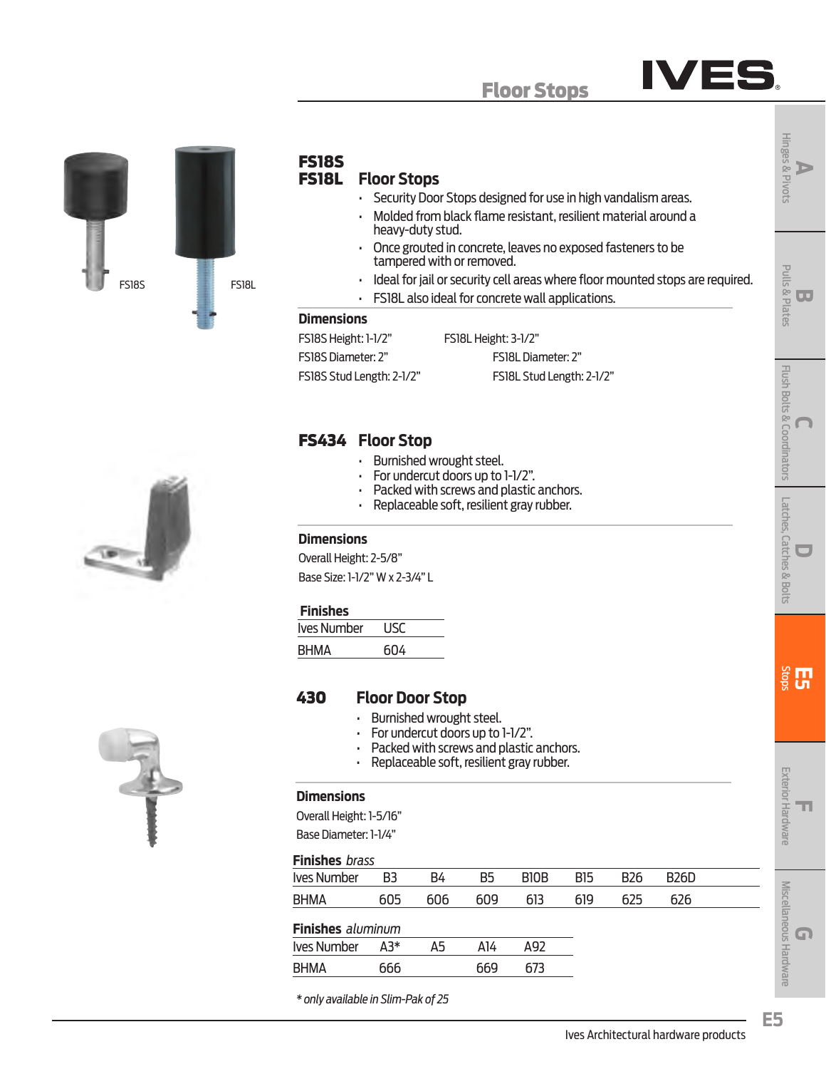# Floor Stops

FS18S

FS18L

## FS18S FS18L Floor Stops

- Security Door Stops designed for use in high vandalism areas.
- Molded from black flame resistant, resilient material around a heavy-duty stud.
- Once grouted in concrete, leaves no exposed fasteners to be tampered with or removed.
- Ideal for jail or security cell areas where floor mounted stops are required.
- FS18L also ideal for concrete wall applications.

### Dimensions

FS18S Height: 1-1/2"
FS18S Diameter: 2"
FS18S Stud Length: 2-1/2"

FS18L Height: 3-1/2"
FS18L Diameter: 2"
FS18L Stud Length: 2-1/2"

## FS434 Floor Stop

- Burnished wrought steel.
- For undercut doors up to 1-1/2".
- Packed with screws and plastic anchors.
- Replaceable soft, resilient gray rubber.

### Dimensions

Overall Height: 2-5/8"
Base Size: 1-1/2" W x 2-3/4" L

### Finishes

| Ives Number | USC |
|---|---|
| BHMA | 604 |

## 430 Floor Door Stop

- Burnished wrought steel.
- For undercut doors up to 1-1/2".
- Packed with screws and plastic anchors.
- Replaceable soft, resilient gray rubber.

### Dimensions

Overall Height: 1-5/16"
Base Diameter: 1-1/4"

### Finishes *brass*

| Ives Number | B3 | B4 | B5 | B10B | B15 | B26 | B26D |
|---|---|---|---|---|---|---|---|
| BHMA | 605 | 606 | 609 | 613 | 619 | 625 | 626 |

### Finishes *aluminum*

| Ives Number | A3* | A5 | A14 | A92 |
|---|---|---|---|---|
| BHMA | 666 | | 669 | 673 |

*\* only available in Slim-Pak of 25*